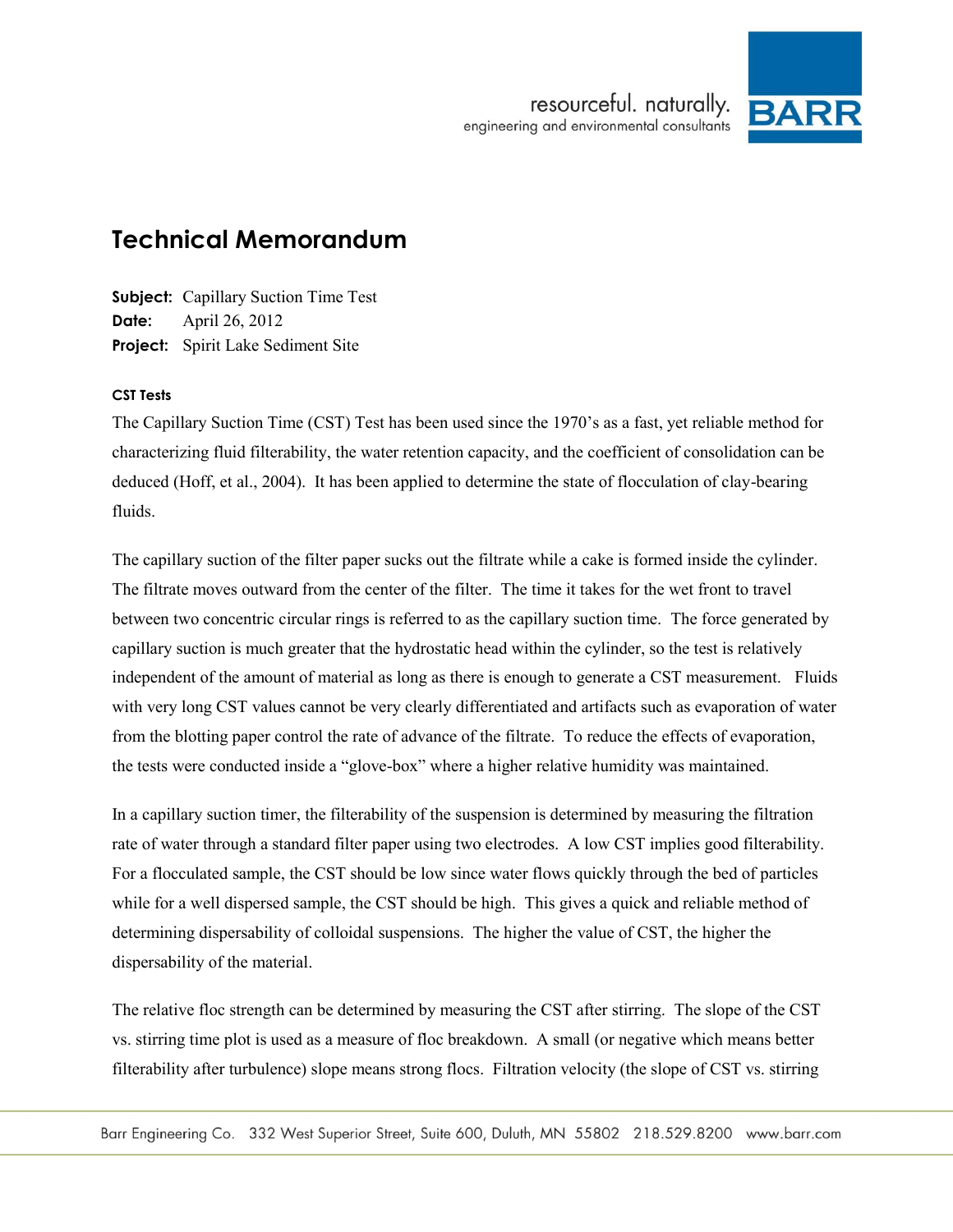# Technical Memorandum

**Subject:** Capillary Suction Time Test
**Date:** April 26, 2012
**Project:** Spirit Lake Sediment Site

#### CST Tests

The Capillary Suction Time (CST) Test has been used since the 1970's as a fast, yet reliable method for characterizing fluid filterability, the water retention capacity, and the coefficient of consolidation can be deduced (Hoff, et al., 2004). It has been applied to determine the state of flocculation of clay-bearing fluids.

The capillary suction of the filter paper sucks out the filtrate while a cake is formed inside the cylinder. The filtrate moves outward from the center of the filter. The time it takes for the wet front to travel between two concentric circular rings is referred to as the capillary suction time. The force generated by capillary suction is much greater that the hydrostatic head within the cylinder, so the test is relatively independent of the amount of material as long as there is enough to generate a CST measurement. Fluids with very long CST values cannot be very clearly differentiated and artifacts such as evaporation of water from the blotting paper control the rate of advance of the filtrate. To reduce the effects of evaporation, the tests were conducted inside a "glove-box" where a higher relative humidity was maintained.

In a capillary suction timer, the filterability of the suspension is determined by measuring the filtration rate of water through a standard filter paper using two electrodes. A low CST implies good filterability. For a flocculated sample, the CST should be low since water flows quickly through the bed of particles while for a well dispersed sample, the CST should be high. This gives a quick and reliable method of determining dispersability of colloidal suspensions. The higher the value of CST, the higher the dispersability of the material.

The relative floc strength can be determined by measuring the CST after stirring. The slope of the CST vs. stirring time plot is used as a measure of floc breakdown. A small (or negative which means better filterability after turbulence) slope means strong flocs. Filtration velocity (the slope of CST vs. stirring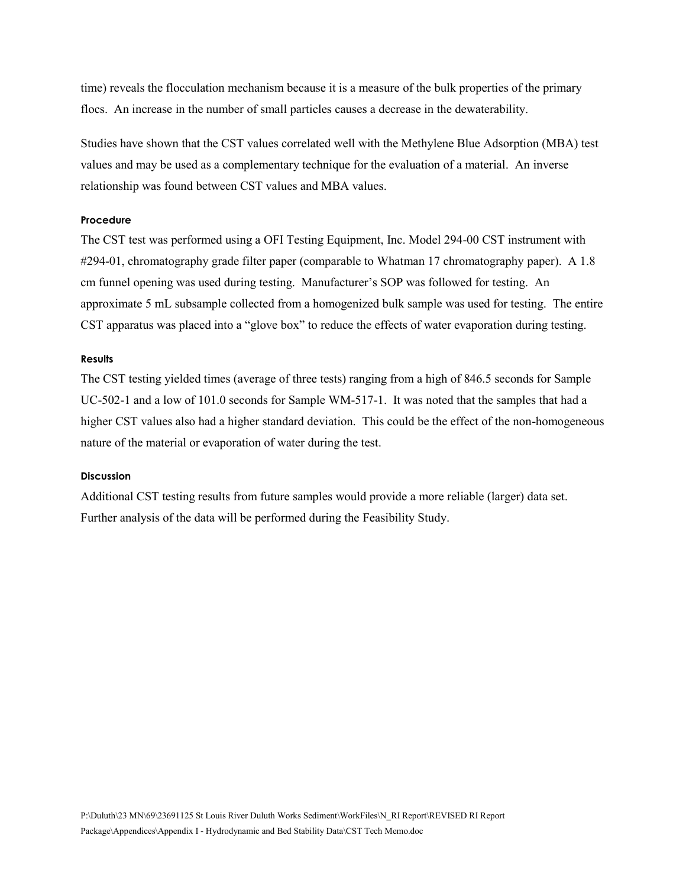time) reveals the flocculation mechanism because it is a measure of the bulk properties of the primary flocs. An increase in the number of small particles causes a decrease in the dewaterability.

Studies have shown that the CST values correlated well with the Methylene Blue Adsorption (MBA) test values and may be used as a complementary technique for the evaluation of a material. An inverse relationship was found between CST values and MBA values.

#### Procedure

The CST test was performed using a OFI Testing Equipment, Inc. Model 294-00 CST instrument with #294-01, chromatography grade filter paper (comparable to Whatman 17 chromatography paper). A 1.8 cm funnel opening was used during testing. Manufacturer's SOP was followed for testing. An approximate 5 mL subsample collected from a homogenized bulk sample was used for testing. The entire CST apparatus was placed into a "glove box" to reduce the effects of water evaporation during testing.

#### Results

The CST testing yielded times (average of three tests) ranging from a high of 846.5 seconds for Sample UC-502-1 and a low of 101.0 seconds for Sample WM-517-1. It was noted that the samples that had a higher CST values also had a higher standard deviation. This could be the effect of the non-homogeneous nature of the material or evaporation of water during the test.

#### Discussion

Additional CST testing results from future samples would provide a more reliable (larger) data set. Further analysis of the data will be performed during the Feasibility Study.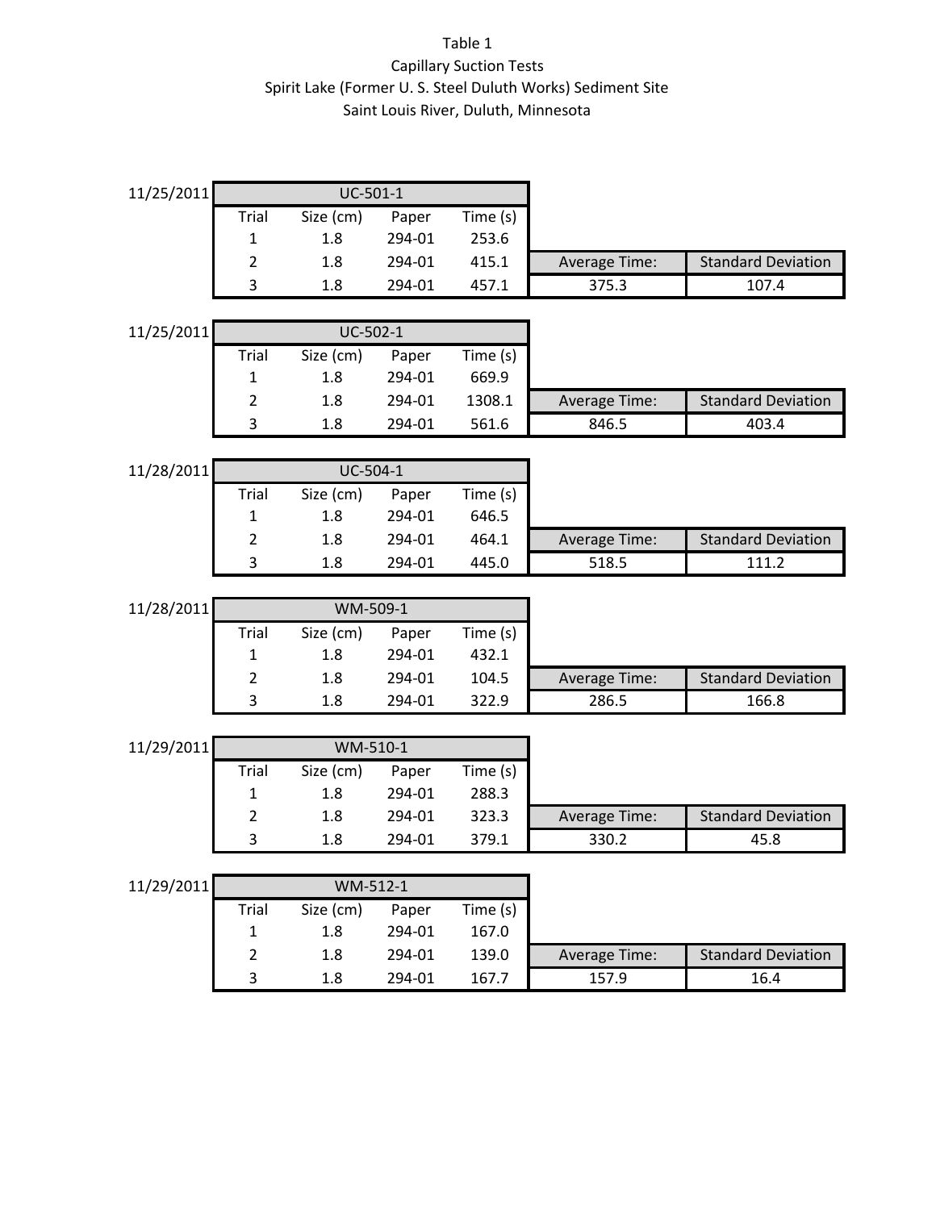# Table 1

## Capillary Suction Tests

## Spirit Lake (Former U. S. Steel Duluth Works) Sediment Site

## Saint Louis River, Duluth, Minnesota

11/25/2011

| UC-501-1 | | | | | |
|---|---|---|---|---|---|
| Trial | Size (cm) | Paper | Time (s) | | |
| 1 | 1.8 | 294-01 | 253.6 | | |
| 2 | 1.8 | 294-01 | 415.1 | Average Time: | Standard Deviation |
| 3 | 1.8 | 294-01 | 457.1 | 375.3 | 107.4 |

11/25/2011

| UC-502-1 | | | | | |
|---|---|---|---|---|---|
| Trial | Size (cm) | Paper | Time (s) | | |
| 1 | 1.8 | 294-01 | 669.9 | | |
| 2 | 1.8 | 294-01 | 1308.1 | Average Time: | Standard Deviation |
| 3 | 1.8 | 294-01 | 561.6 | 846.5 | 403.4 |

11/28/2011

| UC-504-1 | | | | | |
|---|---|---|---|---|---|
| Trial | Size (cm) | Paper | Time (s) | | |
| 1 | 1.8 | 294-01 | 646.5 | | |
| 2 | 1.8 | 294-01 | 464.1 | Average Time: | Standard Deviation |
| 3 | 1.8 | 294-01 | 445.0 | 518.5 | 111.2 |

11/28/2011

| WM-509-1 | | | | | |
|---|---|---|---|---|---|
| Trial | Size (cm) | Paper | Time (s) | | |
| 1 | 1.8 | 294-01 | 432.1 | | |
| 2 | 1.8 | 294-01 | 104.5 | Average Time: | Standard Deviation |
| 3 | 1.8 | 294-01 | 322.9 | 286.5 | 166.8 |

11/29/2011

| WM-510-1 | | | | | |
|---|---|---|---|---|---|
| Trial | Size (cm) | Paper | Time (s) | | |
| 1 | 1.8 | 294-01 | 288.3 | | |
| 2 | 1.8 | 294-01 | 323.3 | Average Time: | Standard Deviation |
| 3 | 1.8 | 294-01 | 379.1 | 330.2 | 45.8 |

11/29/2011

| WM-512-1 | | | | | |
|---|---|---|---|---|---|
| Trial | Size (cm) | Paper | Time (s) | | |
| 1 | 1.8 | 294-01 | 167.0 | | |
| 2 | 1.8 | 294-01 | 139.0 | Average Time: | Standard Deviation |
| 3 | 1.8 | 294-01 | 167.7 | 157.9 | 16.4 |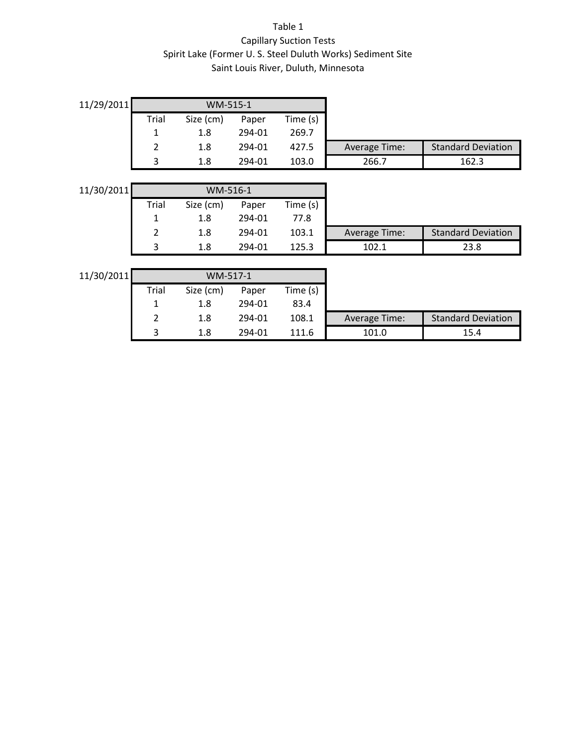Table 1

Capillary Suction Tests

Spirit Lake (Former U. S. Steel Duluth Works) Sediment Site

Saint Louis River, Duluth, Minnesota

11/29/2011

| WM-515-1 | | | | | |
|---|---|---|---|---|---|
| Trial | Size (cm) | Paper | Time (s) | | |
| 1 | 1.8 | 294-01 | 269.7 | | |
| 2 | 1.8 | 294-01 | 427.5 | Average Time: | Standard Deviation |
| 3 | 1.8 | 294-01 | 103.0 | 266.7 | 162.3 |

11/30/2011

| WM-516-1 | | | | | |
|---|---|---|---|---|---|
| Trial | Size (cm) | Paper | Time (s) | | |
| 1 | 1.8 | 294-01 | 77.8 | | |
| 2 | 1.8 | 294-01 | 103.1 | Average Time: | Standard Deviation |
| 3 | 1.8 | 294-01 | 125.3 | 102.1 | 23.8 |

11/30/2011

| WM-517-1 | | | | | |
|---|---|---|---|---|---|
| Trial | Size (cm) | Paper | Time (s) | | |
| 1 | 1.8 | 294-01 | 83.4 | | |
| 2 | 1.8 | 294-01 | 108.1 | Average Time: | Standard Deviation |
| 3 | 1.8 | 294-01 | 111.6 | 101.0 | 15.4 |